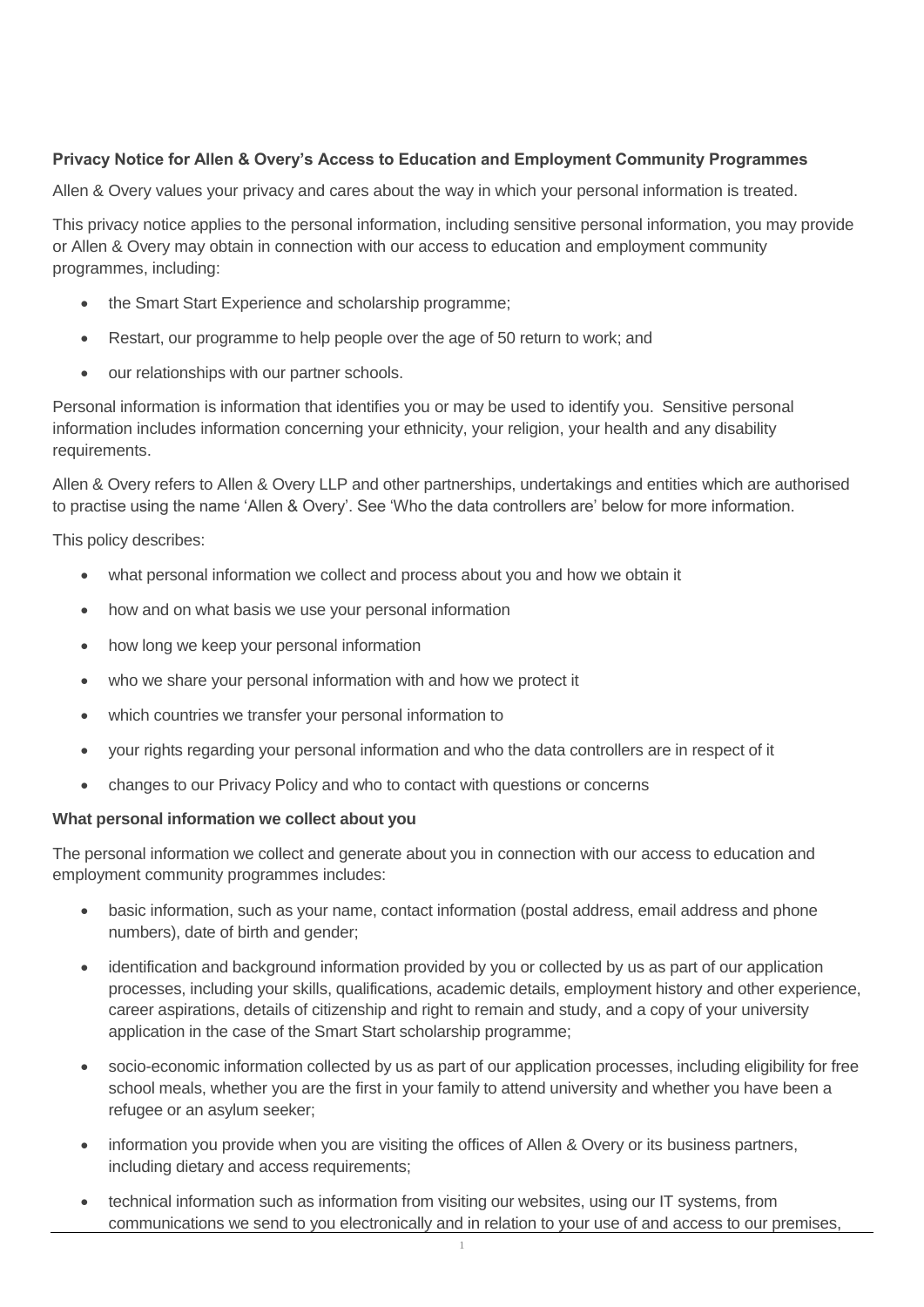**Privacy Notice for Allen & Overy's Access to Education and Employment Community Programmes**

Allen & Overy values your privacy and cares about the way in which your personal information is treated.

This privacy notice applies to the personal information, including sensitive personal information, you may provide or Allen & Overy may obtain in connection with our access to education and employment community programmes, including:

- the Smart Start Experience and scholarship programme;
- Restart, our programme to help people over the age of 50 return to work; and
- our relationships with our partner schools.

Personal information is information that identifies you or may be used to identify you. Sensitive personal information includes information concerning your ethnicity, your religion, your health and any disability requirements.

Allen & Overy refers to Allen & Overy LLP and other partnerships, undertakings and entities which are authorised to practise using the name 'Allen & Overy'. See 'Who the data controllers are' below for more information.

This policy describes:

- what personal information we collect and process about you and how we obtain it
- how and on what basis we use your personal information
- how long we keep your personal information
- who we share your personal information with and how we protect it
- which countries we transfer your personal information to
- your rights regarding your personal information and who the data controllers are in respect of it
- changes to our Privacy Policy and who to contact with questions or concerns

**What personal information we collect about you**

The personal information we collect and generate about you in connection with our access to education and employment community programmes includes:

- basic information, such as your name, contact information (postal address, email address and phone numbers), date of birth and gender;
- identification and background information provided by you or collected by us as part of our application processes, including your skills, qualifications, academic details, employment history and other experience, career aspirations, details of citizenship and right to remain and study, and a copy of your university application in the case of the Smart Start scholarship programme;
- socio-economic information collected by us as part of our application processes, including eligibility for free school meals, whether you are the first in your family to attend university and whether you have been a refugee or an asylum seeker;
- information you provide when you are visiting the offices of Allen & Overy or its business partners, including dietary and access requirements;
- technical information such as information from visiting our websites, using our IT systems, from communications we send to you electronically and in relation to your use of and access to our premises,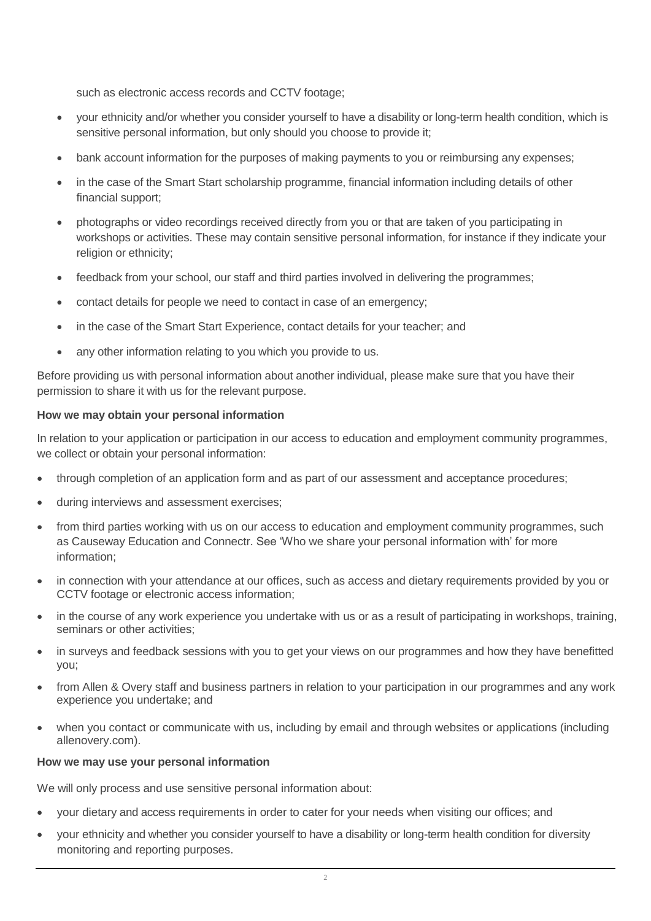such as electronic access records and CCTV footage;

- your ethnicity and/or whether you consider yourself to have a disability or long-term health condition, which is sensitive personal information, but only should you choose to provide it;
- bank account information for the purposes of making payments to you or reimbursing any expenses;
- in the case of the Smart Start scholarship programme, financial information including details of other financial support;
- photographs or video recordings received directly from you or that are taken of you participating in workshops or activities. These may contain sensitive personal information, for instance if they indicate your religion or ethnicity;
- feedback from your school, our staff and third parties involved in delivering the programmes;
- contact details for people we need to contact in case of an emergency;
- in the case of the Smart Start Experience, contact details for your teacher; and
- any other information relating to you which you provide to us.

Before providing us with personal information about another individual, please make sure that you have their permission to share it with us for the relevant purpose.

**How we may obtain your personal information**

In relation to your application or participation in our access to education and employment community programmes, we collect or obtain your personal information:

- through completion of an application form and as part of our assessment and acceptance procedures;
- during interviews and assessment exercises;
- from third parties working with us on our access to education and employment community programmes, such as Causeway Education and Connectr. See 'Who we share your personal information with' for more information;
- in connection with your attendance at our offices, such as access and dietary requirements provided by you or CCTV footage or electronic access information;
- in the course of any work experience you undertake with us or as a result of participating in workshops, training, seminars or other activities;
- in surveys and feedback sessions with you to get your views on our programmes and how they have benefitted you;
- from Allen & Overy staff and business partners in relation to your participation in our programmes and any work experience you undertake; and
- when you contact or communicate with us, including by email and through websites or applications (including allenovery.com).

**How we may use your personal information**

We will only process and use sensitive personal information about:

- your dietary and access requirements in order to cater for your needs when visiting our offices; and
- your ethnicity and whether you consider yourself to have a disability or long-term health condition for diversity monitoring and reporting purposes.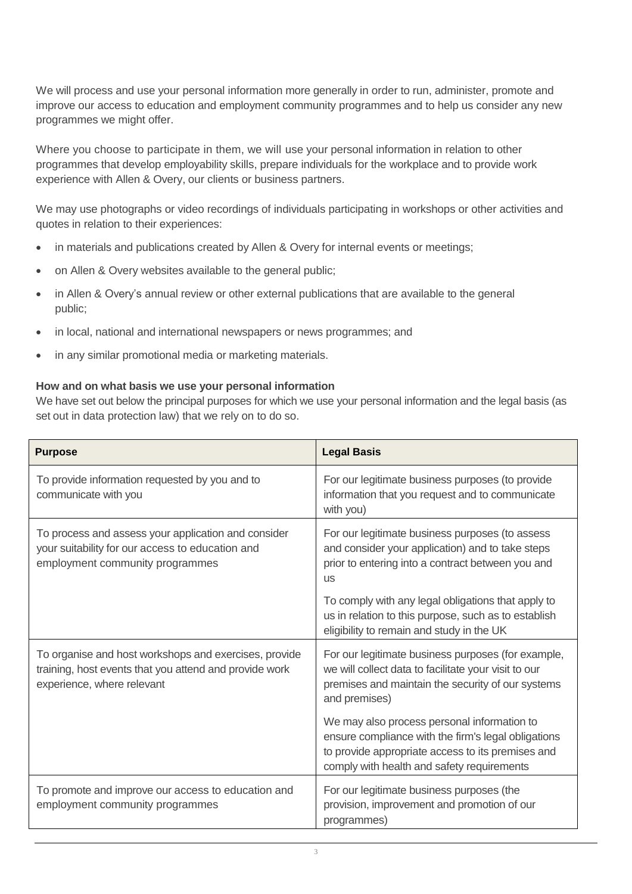We will process and use your personal information more generally in order to run, administer, promote and improve our access to education and employment community programmes and to help us consider any new programmes we might offer.

Where you choose to participate in them, we will use your personal information in relation to other programmes that develop employability skills, prepare individuals for the workplace and to provide work experience with Allen & Overy, our clients or business partners.

We may use photographs or video recordings of individuals participating in workshops or other activities and quotes in relation to their experiences:

- in materials and publications created by Allen & Overy for internal events or meetings;
- on Allen & Overy websites available to the general public;
- in Allen & Overy's annual review or other external publications that are available to the general public;
- in local, national and international newspapers or news programmes; and
- in any similar promotional media or marketing materials.

**How and on what basis we use your personal information**

We have set out below the principal purposes for which we use your personal information and the legal basis (as set out in data protection law) that we rely on to do so.

| Purpose | Legal Basis |
|---|---|
| To provide information requested by you and to communicate with you | For our legitimate business purposes (to provide information that you request and to communicate with you) |
| To process and assess your application and consider your suitability for our access to education and employment community programmes | For our legitimate business purposes (to assess and consider your application) and to take steps prior to entering into a contract between you and us<br><br>To comply with any legal obligations that apply to us in relation to this purpose, such as to establish eligibility to remain and study in the UK |
| To organise and host workshops and exercises, provide training, host events that you attend and provide work experience, where relevant | For our legitimate business purposes (for example, we will collect data to facilitate your visit to our premises and maintain the security of our systems and premises)<br><br>We may also process personal information to ensure compliance with the firm's legal obligations to provide appropriate access to its premises and comply with health and safety requirements |
| To promote and improve our access to education and employment community programmes | For our legitimate business purposes (the provision, improvement and promotion of our programmes) |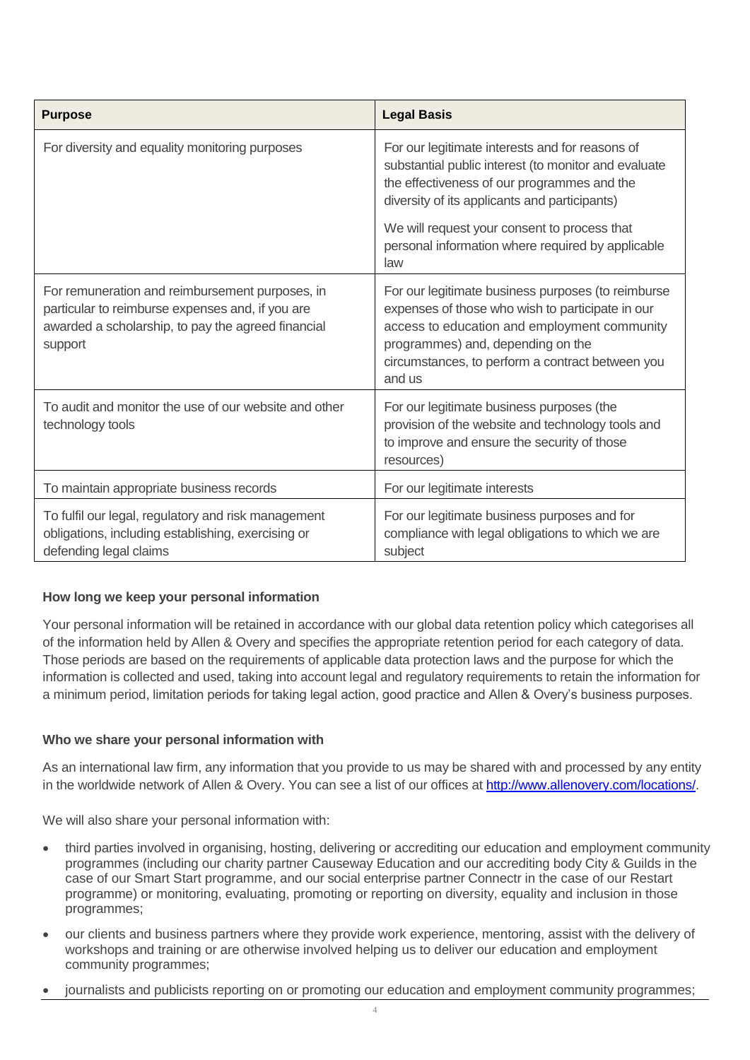| Purpose | Legal Basis |
| --- | --- |
| For diversity and equality monitoring purposes | For our legitimate interests and for reasons of substantial public interest (to monitor and evaluate the effectiveness of our programmes and the diversity of its applicants and participants)<br><br>We will request your consent to process that personal information where required by applicable law |
| For remuneration and reimbursement purposes, in particular to reimburse expenses and, if you are awarded a scholarship, to pay the agreed financial support | For our legitimate business purposes (to reimburse expenses of those who wish to participate in our access to education and employment community programmes) and, depending on the circumstances, to perform a contract between you and us |
| To audit and monitor the use of our website and other technology tools | For our legitimate business purposes (the provision of the website and technology tools and to improve and ensure the security of those resources) |
| To maintain appropriate business records | For our legitimate interests |
| To fulfil our legal, regulatory and risk management obligations, including establishing, exercising or defending legal claims | For our legitimate business purposes and for compliance with legal obligations to which we are subject |

**How long we keep your personal information**

Your personal information will be retained in accordance with our global data retention policy which categorises all of the information held by Allen & Overy and specifies the appropriate retention period for each category of data. Those periods are based on the requirements of applicable data protection laws and the purpose for which the information is collected and used, taking into account legal and regulatory requirements to retain the information for a minimum period, limitation periods for taking legal action, good practice and Allen & Overy's business purposes.

**Who we share your personal information with**

As an international law firm, any information that you provide to us may be shared with and processed by any entity in the worldwide network of Allen & Overy. You can see a list of our offices at [http://www.allenovery.com/locations/](http://www.allenovery.com/locations/).

We will also share your personal information with:

- third parties involved in organising, hosting, delivering or accrediting our education and employment community programmes (including our charity partner Causeway Education and our accrediting body City & Guilds in the case of our Smart Start programme, and our social enterprise partner Connectr in the case of our Restart programme) or monitoring, evaluating, promoting or reporting on diversity, equality and inclusion in those programmes;
- our clients and business partners where they provide work experience, mentoring, assist with the delivery of workshops and training or are otherwise involved helping us to deliver our education and employment community programmes;
- journalists and publicists reporting on or promoting our education and employment community programmes;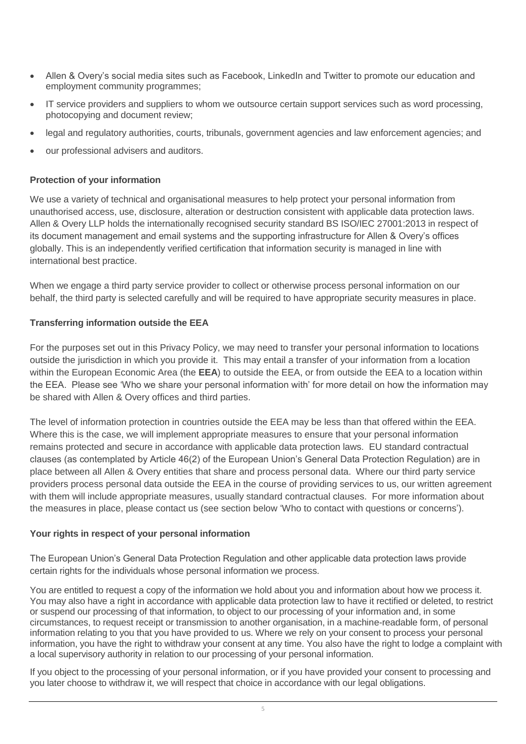- Allen & Overy's social media sites such as Facebook, LinkedIn and Twitter to promote our education and employment community programmes;
- IT service providers and suppliers to whom we outsource certain support services such as word processing, photocopying and document review;
- legal and regulatory authorities, courts, tribunals, government agencies and law enforcement agencies; and
- our professional advisers and auditors.

**Protection of your information**

We use a variety of technical and organisational measures to help protect your personal information from unauthorised access, use, disclosure, alteration or destruction consistent with applicable data protection laws. Allen & Overy LLP holds the internationally recognised security standard BS ISO/IEC 27001:2013 in respect of its document management and email systems and the supporting infrastructure for Allen & Overy's offices globally. This is an independently verified certification that information security is managed in line with international best practice.

When we engage a third party service provider to collect or otherwise process personal information on our behalf, the third party is selected carefully and will be required to have appropriate security measures in place.

**Transferring information outside the EEA**

For the purposes set out in this Privacy Policy, we may need to transfer your personal information to locations outside the jurisdiction in which you provide it. This may entail a transfer of your information from a location within the European Economic Area (the **EEA**) to outside the EEA, or from outside the EEA to a location within the EEA. Please see 'Who we share your personal information with' for more detail on how the information may be shared with Allen & Overy offices and third parties.

The level of information protection in countries outside the EEA may be less than that offered within the EEA. Where this is the case, we will implement appropriate measures to ensure that your personal information remains protected and secure in accordance with applicable data protection laws. EU standard contractual clauses (as contemplated by Article 46(2) of the European Union's General Data Protection Regulation) are in place between all Allen & Overy entities that share and process personal data. Where our third party service providers process personal data outside the EEA in the course of providing services to us, our written agreement with them will include appropriate measures, usually standard contractual clauses. For more information about the measures in place, please contact us (see section below 'Who to contact with questions or concerns').

**Your rights in respect of your personal information**

The European Union's General Data Protection Regulation and other applicable data protection laws provide certain rights for the individuals whose personal information we process.

You are entitled to request a copy of the information we hold about you and information about how we process it. You may also have a right in accordance with applicable data protection law to have it rectified or deleted, to restrict or suspend our processing of that information, to object to our processing of your information and, in some circumstances, to request receipt or transmission to another organisation, in a machine-readable form, of personal information relating to you that you have provided to us. Where we rely on your consent to process your personal information, you have the right to withdraw your consent at any time. You also have the right to lodge a complaint with a local supervisory authority in relation to our processing of your personal information.

If you object to the processing of your personal information, or if you have provided your consent to processing and you later choose to withdraw it, we will respect that choice in accordance with our legal obligations.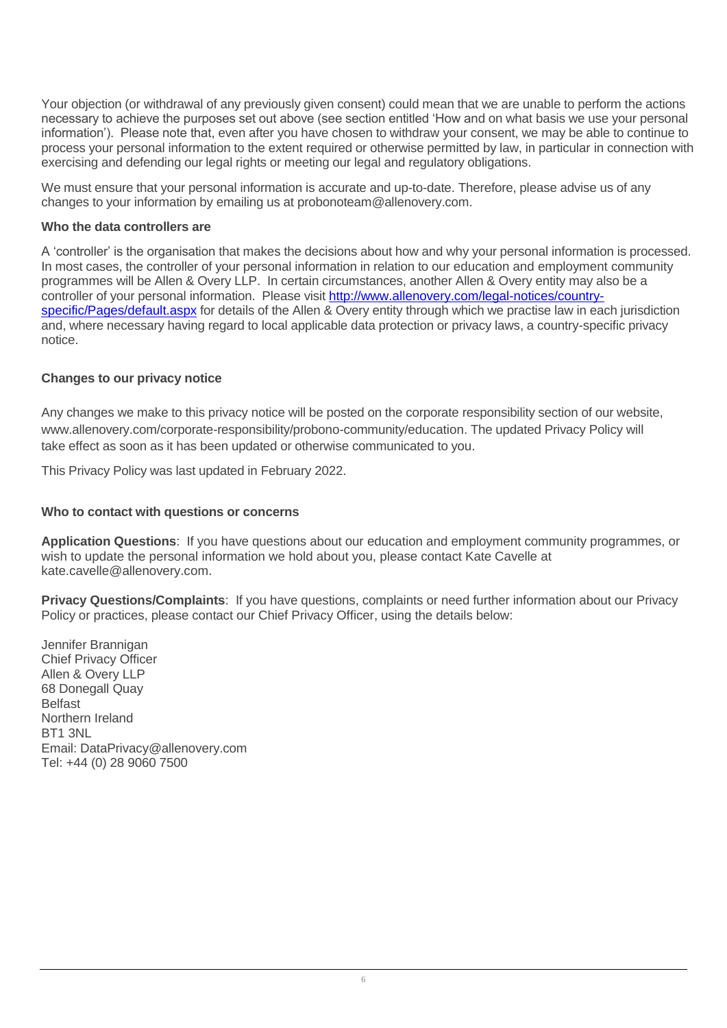Your objection (or withdrawal of any previously given consent) could mean that we are unable to perform the actions necessary to achieve the purposes set out above (see section entitled 'How and on what basis we use your personal information'). Please note that, even after you have chosen to withdraw your consent, we may be able to continue to process your personal information to the extent required or otherwise permitted by law, in particular in connection with exercising and defending our legal rights or meeting our legal and regulatory obligations.

We must ensure that your personal information is accurate and up-to-date. Therefore, please advise us of any changes to your information by emailing us at probonoteam@allenovery.com.

**Who the data controllers are**

A 'controller' is the organisation that makes the decisions about how and why your personal information is processed. In most cases, the controller of your personal information in relation to our education and employment community programmes will be Allen & Overy LLP. In certain circumstances, another Allen & Overy entity may also be a controller of your personal information. Please visit [http://www.allenovery.com/legal-notices/country-specific/Pages/default.aspx](http://www.allenovery.com/legal-notices/country-specific/Pages/default.aspx) for details of the Allen & Overy entity through which we practise law in each jurisdiction and, where necessary having regard to local applicable data protection or privacy laws, a country-specific privacy notice.

**Changes to our privacy notice**

Any changes we make to this privacy notice will be posted on the corporate responsibility section of our website, www.allenovery.com/corporate-responsibility/probono-community/education. The updated Privacy Policy will take effect as soon as it has been updated or otherwise communicated to you.

This Privacy Policy was last updated in February 2022.

**Who to contact with questions or concerns**

**Application Questions**: If you have questions about our education and employment community programmes, or wish to update the personal information we hold about you, please contact Kate Cavelle at kate.cavelle@allenovery.com.

**Privacy Questions/Complaints**: If you have questions, complaints or need further information about our Privacy Policy or practices, please contact our Chief Privacy Officer, using the details below:

Jennifer Brannigan  
Chief Privacy Officer  
Allen & Overy LLP  
68 Donegall Quay  
Belfast  
Northern Ireland  
BT1 3NL  
Email: DataPrivacy@allenovery.com  
Tel: +44 (0) 28 9060 7500